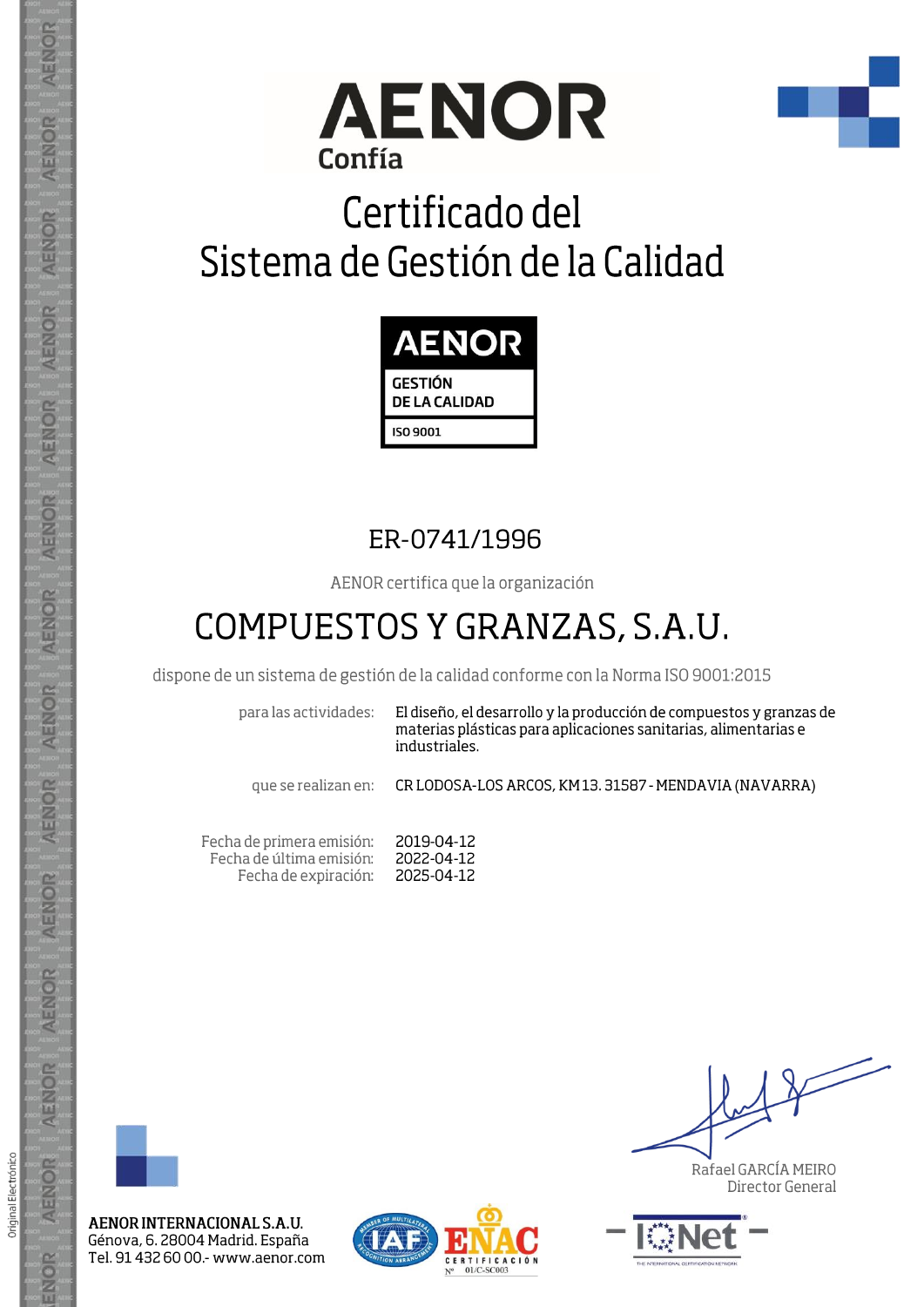# AENOR
Confía

# Certificado del Sistema de Gestión de la Calidad

AENOR
GESTIÓN DE LA CALIDAD
ISO 9001

## ER-0741/1996

AENOR certifica que la organización

## COMPUESTOS Y GRANZAS, S.A.U.

dispone de un sistema de gestión de la calidad conforme con la Norma ISO 9001:2015

| | |
|---|---|
| para las actividades: | El diseño, el desarrollo y la producción de compuestos y granzas de materias plásticas para aplicaciones sanitarias, alimentarias e industriales. |
| que se realizan en: | CR LODOSA-LOS ARCOS, KM 13. 31587 - MENDAVIA (NAVARRA) |

| | |
|---|---|
| Fecha de primera emisión: | 2019-04-12 |
| Fecha de última emisión: | 2022-04-12 |
| Fecha de expiración: | 2025-04-12 |

Rafael GARCÍA MEIRO
Director General

**AENOR INTERNACIONAL S.A.U.**
Génova, 6. 28004 Madrid. España
Tel. 91 432 60 00.- www.aenor.com

ENAC CERTIFICACIÓN Nº 01/C-SC003

Original Electrónico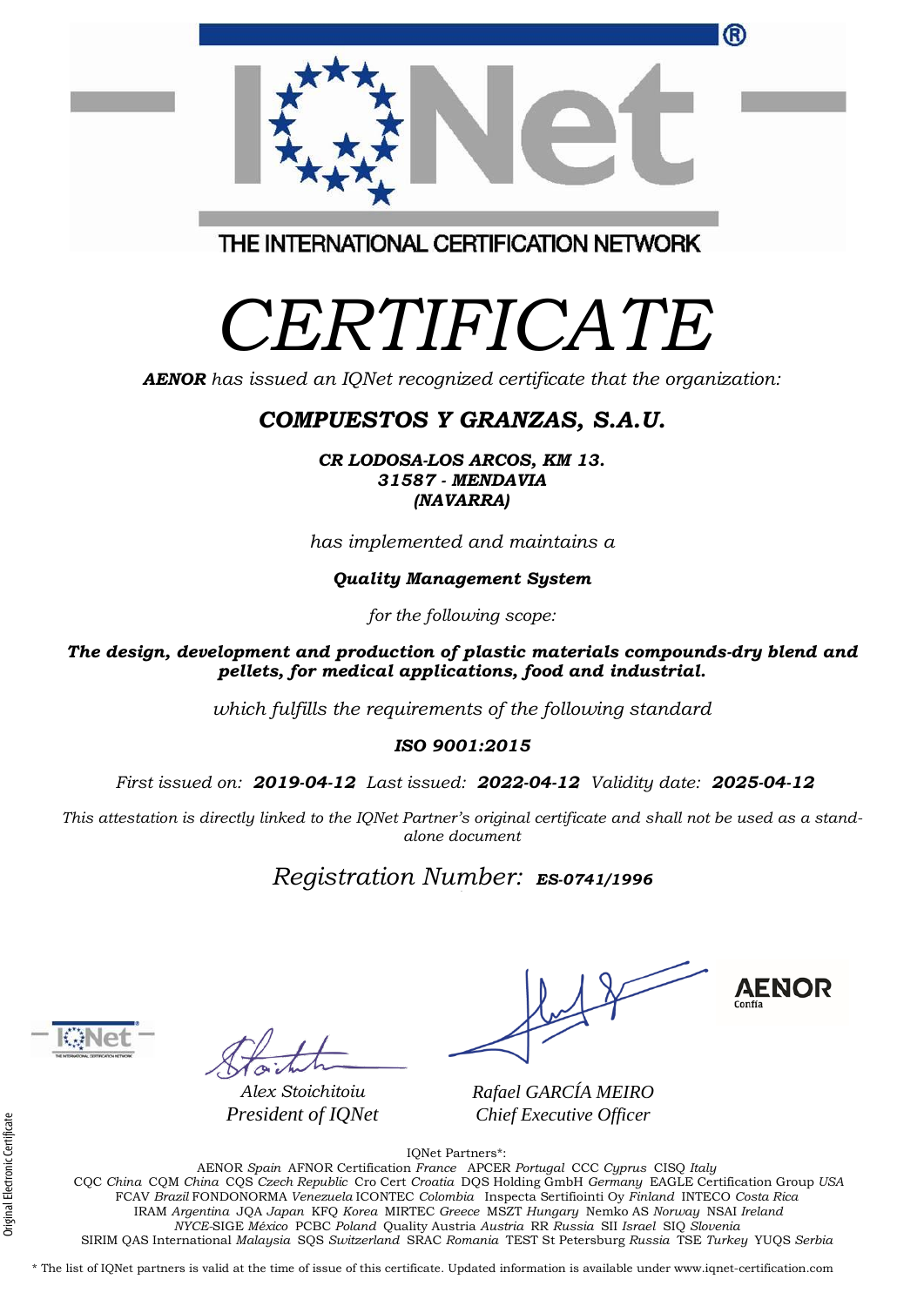THE INTERNATIONAL CERTIFICATION NETWORK

# CERTIFICATE

***AENOR** has issued an IQNet recognized certificate that the organization:*

## *COMPUESTOS Y GRANZAS, S.A.U.*

***CR LODOSA-LOS ARCOS, KM 13.***
***31587 - MENDAVIA***
***(NAVARRA)***

*has implemented and maintains a*

***Quality Management System***

*for the following scope:*

***The design, development and production of plastic materials compounds-dry blend and pellets, for medical applications, food and industrial.***

*which fulfills the requirements of the following standard*

***ISO 9001:2015***

*First issued on:* ***2019-04-12*** *Last issued:* ***2022-04-12*** *Validity date:* ***2025-04-12***

*This attestation is directly linked to the IQNet Partner's original certificate and shall not be used as a stand-alone document*

*Registration Number:* ***ES-0741/1996***

*Alex Stoichitoiu*
*President of IQNet*

*Rafael GARCÍA MEIRO*
*Chief Executive Officer*

AENOR
Confía

Original Electronic Certificate

IQNet Partners*:

AENOR *Spain* AFNOR Certification *France* APCER *Portugal* CCC *Cyprus* CISQ *Italy*
CQC *China* CQM *China* CQS *Czech Republic* Cro Cert *Croatia* DQS Holding GmbH *Germany* EAGLE Certification Group *USA*
FCAV *Brazil* FONDONORMA *Venezuela* ICONTEC *Colombia* Inspecta Sertifiointi Oy *Finland* INTECO *Costa Rica*
IRAM *Argentina* JQA *Japan* KFQ *Korea* MIRTEC *Greece* MSZT *Hungary* Nemko AS *Norway* NSAI *Ireland*
*NYCE*-SIGE *México* PCBC *Poland* Quality Austria *Austria* RR *Russia* SII *Israel* SIQ *Slovenia*
SIRIM QAS International *Malaysia* SQS *Switzerland* SRAC *Romania* TEST St Petersburg *Russia* TSE *Turkey* YUQS *Serbia*

\* The list of IQNet partners is valid at the time of issue of this certificate. Updated information is available under www.iqnet-certification.com